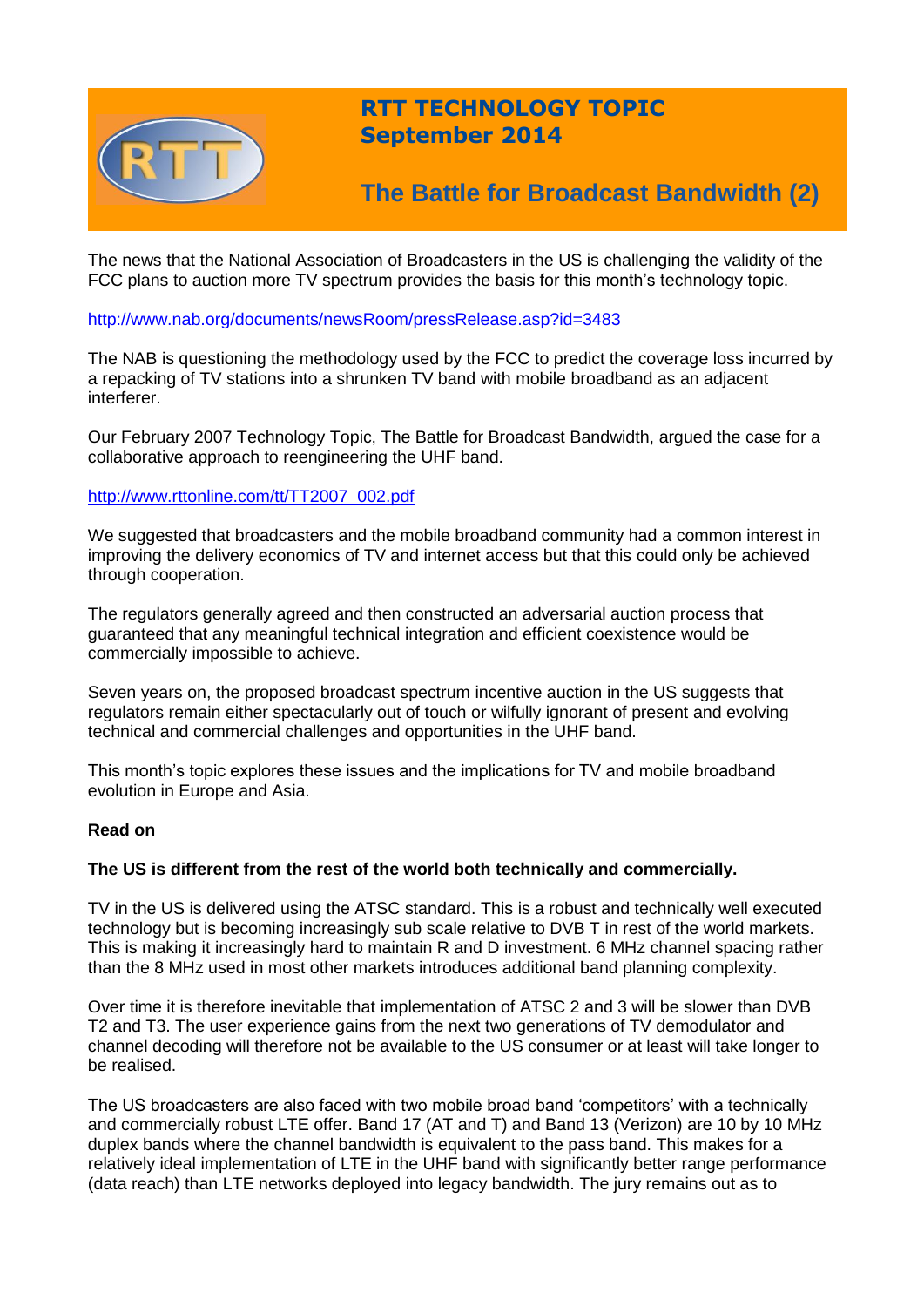# RTT TECHNOLOGY TOPIC
## September 2014

## The Battle for Broadcast Bandwidth (2)

The news that the National Association of Broadcasters in the US is challenging the validity of the FCC plans to auction more TV spectrum provides the basis for this month's technology topic.

http://www.nab.org/documents/newsRoom/pressRelease.asp?id=3483

The NAB is questioning the methodology used by the FCC to predict the coverage loss incurred by a repacking of TV stations into a shrunken TV band with mobile broadband as an adjacent interferer.

Our February 2007 Technology Topic, The Battle for Broadcast Bandwidth, argued the case for a collaborative approach to reengineering the UHF band.

http://www.rttonline.com/tt/TT2007_002.pdf

We suggested that broadcasters and the mobile broadband community had a common interest in improving the delivery economics of TV and internet access but that this could only be achieved through cooperation.

The regulators generally agreed and then constructed an adversarial auction process that guaranteed that any meaningful technical integration and efficient coexistence would be commercially impossible to achieve.

Seven years on, the proposed broadcast spectrum incentive auction in the US suggests that regulators remain either spectacularly out of touch or wilfully ignorant of present and evolving technical and commercial challenges and opportunities in the UHF band.

This month's topic explores these issues and the implications for TV and mobile broadband evolution in Europe and Asia.

**Read on**

**The US is different from the rest of the world both technically and commercially.**

TV in the US is delivered using the ATSC standard. This is a robust and technically well executed technology but is becoming increasingly sub scale relative to DVB T in rest of the world markets. This is making it increasingly hard to maintain R and D investment. 6 MHz channel spacing rather than the 8 MHz used in most other markets introduces additional band planning complexity.

Over time it is therefore inevitable that implementation of ATSC 2 and 3 will be slower than DVB T2 and T3. The user experience gains from the next two generations of TV demodulator and channel decoding will therefore not be available to the US consumer or at least will take longer to be realised.

The US broadcasters are also faced with two mobile broad band 'competitors' with a technically and commercially robust LTE offer. Band 17 (AT and T) and Band 13 (Verizon) are 10 by 10 MHz duplex bands where the channel bandwidth is equivalent to the pass band. This makes for a relatively ideal implementation of LTE in the UHF band with significantly better range performance (data reach) than LTE networks deployed into legacy bandwidth. The jury remains out as to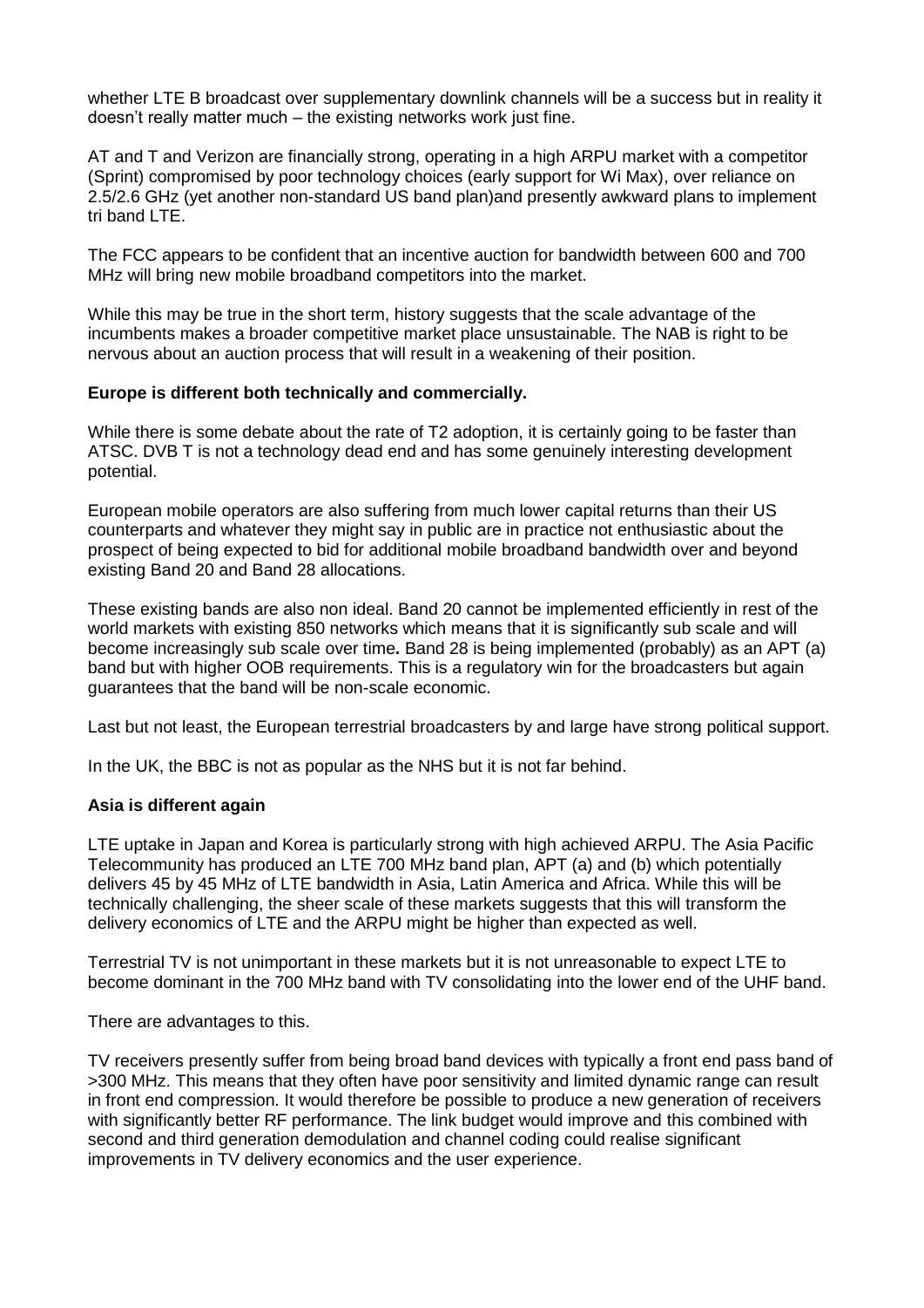whether LTE B broadcast over supplementary downlink channels will be a success but in reality it doesn't really matter much – the existing networks work just fine.

AT and T and Verizon are financially strong, operating in a high ARPU market with a competitor (Sprint) compromised by poor technology choices (early support for Wi Max), over reliance on 2.5/2.6 GHz (yet another non-standard US band plan)and presently awkward plans to implement tri band LTE.

The FCC appears to be confident that an incentive auction for bandwidth between 600 and 700 MHz will bring new mobile broadband competitors into the market.

While this may be true in the short term, history suggests that the scale advantage of the incumbents makes a broader competitive market place unsustainable. The NAB is right to be nervous about an auction process that will result in a weakening of their position.

**Europe is different both technically and commercially.**

While there is some debate about the rate of T2 adoption, it is certainly going to be faster than ATSC. DVB T is not a technology dead end and has some genuinely interesting development potential.

European mobile operators are also suffering from much lower capital returns than their US counterparts and whatever they might say in public are in practice not enthusiastic about the prospect of being expected to bid for additional mobile broadband bandwidth over and beyond existing Band 20 and Band 28 allocations.

These existing bands are also non ideal. Band 20 cannot be implemented efficiently in rest of the world markets with existing 850 networks which means that it is significantly sub scale and will become increasingly sub scale over time**.** Band 28 is being implemented (probably) as an APT (a) band but with higher OOB requirements. This is a regulatory win for the broadcasters but again guarantees that the band will be non-scale economic.

Last but not least, the European terrestrial broadcasters by and large have strong political support.

In the UK, the BBC is not as popular as the NHS but it is not far behind.

**Asia is different again**

LTE uptake in Japan and Korea is particularly strong with high achieved ARPU. The Asia Pacific Telecommunity has produced an LTE 700 MHz band plan, APT (a) and (b) which potentially delivers 45 by 45 MHz of LTE bandwidth in Asia, Latin America and Africa. While this will be technically challenging, the sheer scale of these markets suggests that this will transform the delivery economics of LTE and the ARPU might be higher than expected as well.

Terrestrial TV is not unimportant in these markets but it is not unreasonable to expect LTE to become dominant in the 700 MHz band with TV consolidating into the lower end of the UHF band.

There are advantages to this.

TV receivers presently suffer from being broad band devices with typically a front end pass band of >300 MHz. This means that they often have poor sensitivity and limited dynamic range can result in front end compression. It would therefore be possible to produce a new generation of receivers with significantly better RF performance. The link budget would improve and this combined with second and third generation demodulation and channel coding could realise significant improvements in TV delivery economics and the user experience.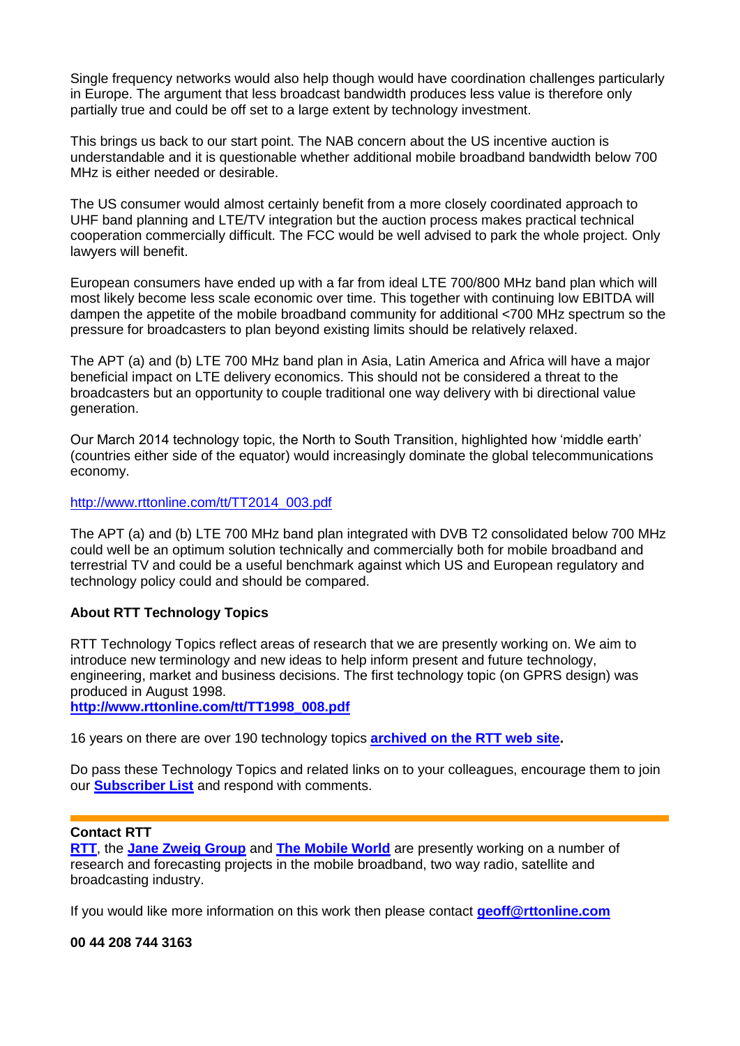Single frequency networks would also help though would have coordination challenges particularly in Europe. The argument that less broadcast bandwidth produces less value is therefore only partially true and could be off set to a large extent by technology investment.

This brings us back to our start point. The NAB concern about the US incentive auction is understandable and it is questionable whether additional mobile broadband bandwidth below 700 MHz is either needed or desirable.

The US consumer would almost certainly benefit from a more closely coordinated approach to UHF band planning and LTE/TV integration but the auction process makes practical technical cooperation commercially difficult. The FCC would be well advised to park the whole project. Only lawyers will benefit.

European consumers have ended up with a far from ideal LTE 700/800 MHz band plan which will most likely become less scale economic over time. This together with continuing low EBITDA will dampen the appetite of the mobile broadband community for additional <700 MHz spectrum so the pressure for broadcasters to plan beyond existing limits should be relatively relaxed.

The APT (a) and (b) LTE 700 MHz band plan in Asia, Latin America and Africa will have a major beneficial impact on LTE delivery economics. This should not be considered a threat to the broadcasters but an opportunity to couple traditional one way delivery with bi directional value generation.

Our March 2014 technology topic, the North to South Transition, highlighted how 'middle earth' (countries either side of the equator) would increasingly dominate the global telecommunications economy.

http://www.rttonline.com/tt/TT2014_003.pdf

The APT (a) and (b) LTE 700 MHz band plan integrated with DVB T2 consolidated below 700 MHz could well be an optimum solution technically and commercially both for mobile broadband and terrestrial TV and could be a useful benchmark against which US and European regulatory and technology policy could and should be compared.

**About RTT Technology Topics**

RTT Technology Topics reflect areas of research that we are presently working on. We aim to introduce new terminology and new ideas to help inform present and future technology, engineering, market and business decisions. The first technology topic (on GPRS design) was produced in August 1998.
**http://www.rttonline.com/tt/TT1998_008.pdf**

16 years on there are over 190 technology topics **archived on the RTT web site.**

Do pass these Technology Topics and related links on to your colleagues, encourage them to join our **Subscriber List** and respond with comments.

**Contact RTT**
**RTT**, the **Jane Zweig Group** and **The Mobile World** are presently working on a number of research and forecasting projects in the mobile broadband, two way radio, satellite and broadcasting industry.

If you would like more information on this work then please contact **geoff@rttonline.com**

**00 44 208 744 3163**